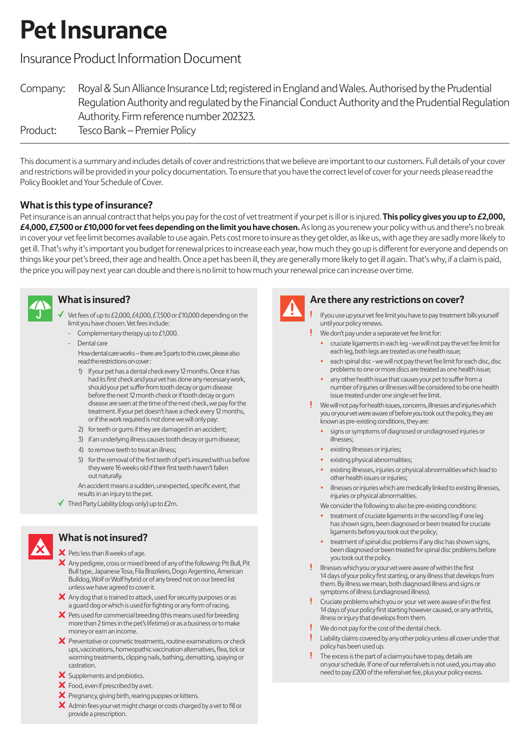# Pet Insurance

## Insurance Product Information Document

Company: Royal & Sun Alliance Insurance Ltd; registered in England and Wales. Authorised by the Prudential Regulation Authority and regulated by the Financial Conduct Authority and the Prudential Regulation Authority. Firm reference number 202323.

Product: Tesco Bank – Premier Policy

This document is a summary and includes details of cover and restrictions that we believe are important to our customers. Full details of your cover and restrictions will be provided in your policy documentation. To ensure that you have the correct level of cover for your needs please read the Policy Booklet and Your Schedule of Cover.

### What is this type of insurance?

Pet insurance is an annual contract that helps you pay for the cost of vet treatment if your pet is ill or is injured. **This policy gives you up to £2,000, £4,000, £7,500 or £10,000 for vet fees depending on the limit you have chosen.** As long as you renew your policy with us and there's no break in cover your vet fee limit becomes available to use again. Pets cost more to insure as they get older, as like us, with age they are sadly more likely to get ill. That's why it's important you budget for renewal prices to increase each year, how much they go up is different for everyone and depends on things like your pet's breed, their age and health. Once a pet has been ill, they are generally more likely to get ill again. That's why, if a claim is paid, the price you will pay next year can double and there is no limit to how much your renewal price can increase over time.

### What is insured?

- ✓ Vet fees of up to £2,000, £4,000, £7,500 or £10,000 depending on the limit you have chosen. Vet fees include:
  - Complementary therapy up to £1,000.
  - Dental care

  How dental care works – there are 5 parts to this cover, please also read the restrictions on cover:

  1) If your pet has a dental check every 12 months. Once it has had its first check and your vet has done any necessary work, should your pet suffer from tooth decay or gum disease before the next 12 month check or if tooth decay or gum disease are seen at the time of the next check, we pay for the treatment. If your pet doesn't have a check every 12 months, or if the work required is not done we will only pay:
  2) for teeth or gums if they are damaged in an accident;
  3) if an underlying illness causes tooth decay or gum disease;
  4) to remove teeth to treat an illness;
  5) for the removal of the first teeth of pet's insured with us before they were 16 weeks old if their first teeth haven't fallen out naturally.

  An accident means a sudden, unexpected, specific event, that results in an injury to the pet.
- ✓ Third Party Liability (dogs only) up to £2m.

### What is not insured?

- ✗ Pets less than 8 weeks of age.
- ✗ Any pedigree, cross or mixed breed of any of the following: Pit Bull, Pit Bull type, Japanese Tosa, Fila Brazileiro, Dogo Argentino, American Bulldog, Wolf or Wolf hybrid or of any breed not on our breed list unless we have agreed to cover it.
- ✗ Any dog that is trained to attack, used for security purposes or as a guard dog or which is used for fighting or any form of racing.
- ✗ Pets used for commercial breeding (this means used for breeding more than 2 times in the pet's lifetime) or as a business or to make money or earn an income.
- ✗ Preventative or cosmetic treatments, routine examinations or check ups, vaccinations, homeopathic vaccination alternatives, flea, tick or worming treatments, clipping nails, bathing, dematting, spaying or castration.
- ✗ Supplements and probiotics.
- ✗ Food, even if prescribed by a vet.
- ✗ Pregnancy, giving birth, rearing puppies or kittens.
- ✗ Admin fees your vet might charge or costs charged by a vet to fill or provide a prescription.

### Are there any restrictions on cover?

- ! If you use up your vet fee limit you have to pay treatment bills yourself until your policy renews.
- ! We don't pay under a separate vet fee limit for:
  - cruciate ligaments in each leg - we will not pay the vet fee limit for each leg, both legs are treated as one health issue;
  - each spinal disc - we will not pay the vet fee limit for each disc, disc problems to one or more discs are treated as one health issue;
  - any other health issue that causes your pet to suffer from a number of injuries or illnesses will be considered to be one health issue treated under one single vet fee limit.
- ! We will not pay for health issues, concerns, illnesses and injuries which you or your vet were aware of before you took out the policy, they are known as pre-existing conditions, they are:
  - signs or symptoms of diagnosed or undiagnosed injuries or illnesses;
  - existing illnesses or injuries;
  - existing physical abnormalities;
  - existing illnesses, injuries or physical abnormalities which lead to other health issues or injuries;
  - illnesses or injuries which are medically linked to existing illnesses, injuries or physical abnormalities.

  We consider the following to also be pre-existing conditions:
  - treatment of cruciate ligaments in the second leg if one leg has shown signs, been diagnosed or been treated for cruciate ligaments before you took out the policy;
  - treatment of spinal disc problems if any disc has shown signs, been diagnosed or been treated for spinal disc problems before you took out the policy.
- ! Illnesses which you or your vet were aware of within the first 14 days of your policy first starting, or any illness that develops from them. By illness we mean, both diagnosed illness and signs or symptoms of illness (undiagnosed illness).
- ! Cruciate problems which you or your vet were aware of in the first 14 days of your policy first starting however caused, or any arthritis, illness or injury that develops from them.
- ! We do not pay for the cost of the dental check.
- ! Liability claims covered by any other policy unless all cover under that policy has been used up.
- ! The excess is the part of a claim you have to pay, details are on your schedule. If one of our referral vets is not used, you may also need to pay £200 of the referral vet fee, plus your policy excess.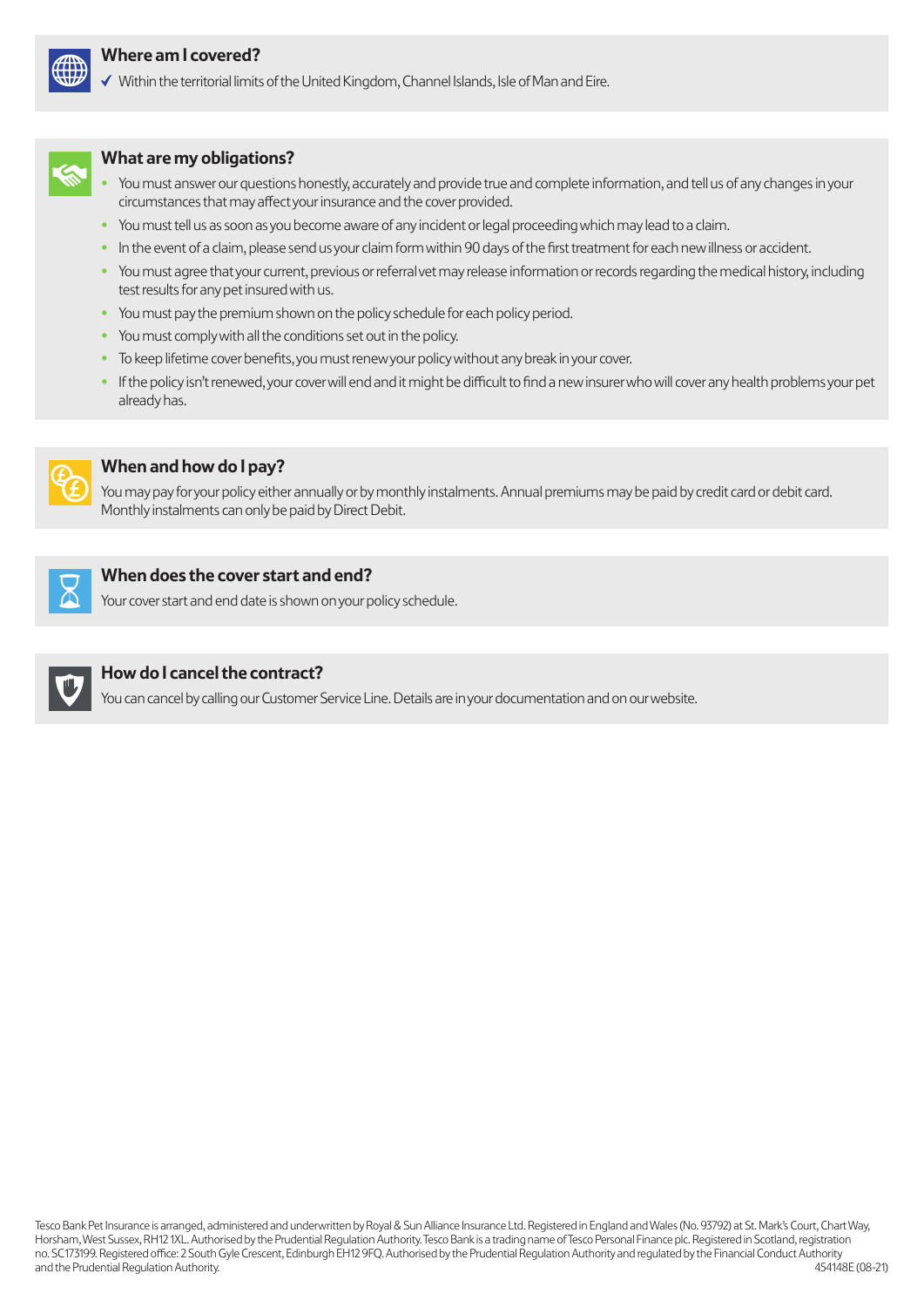## Where am I covered?

✓ Within the territorial limits of the United Kingdom, Channel Islands, Isle of Man and Eire.

## What are my obligations?

- You must answer our questions honestly, accurately and provide true and complete information, and tell us of any changes in your circumstances that may affect your insurance and the cover provided.
- You must tell us as soon as you become aware of any incident or legal proceeding which may lead to a claim.
- In the event of a claim, please send us your claim form within 90 days of the first treatment for each new illness or accident.
- You must agree that your current, previous or referral vet may release information or records regarding the medical history, including test results for any pet insured with us.
- You must pay the premium shown on the policy schedule for each policy period.
- You must comply with all the conditions set out in the policy.
- To keep lifetime cover benefits, you must renew your policy without any break in your cover.
- If the policy isn't renewed, your cover will end and it might be difficult to find a new insurer who will cover any health problems your pet already has.

## When and how do I pay?

You may pay for your policy either annually or by monthly instalments. Annual premiums may be paid by credit card or debit card. Monthly instalments can only be paid by Direct Debit.

## When does the cover start and end?

Your cover start and end date is shown on your policy schedule.

## How do I cancel the contract?

You can cancel by calling our Customer Service Line. Details are in your documentation and on our website.

Tesco Bank Pet Insurance is arranged, administered and underwritten by Royal & Sun Alliance Insurance Ltd. Registered in England and Wales (No. 93792) at St. Mark's Court, Chart Way, Horsham, West Sussex, RH12 1XL. Authorised by the Prudential Regulation Authority. Tesco Bank is a trading name of Tesco Personal Finance plc. Registered in Scotland, registration no. SC173199. Registered office: 2 South Gyle Crescent, Edinburgh EH12 9FQ. Authorised by the Prudential Regulation Authority and regulated by the Financial Conduct Authority and the Prudential Regulation Authority.

454148E (08-21)